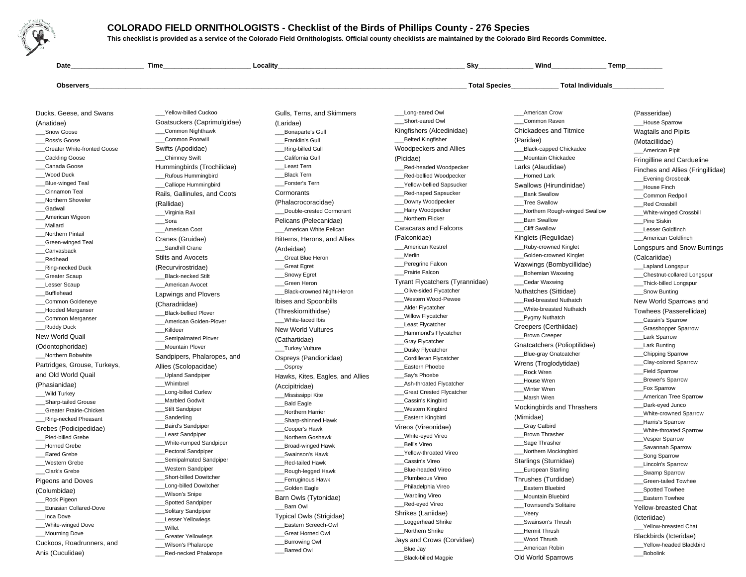# COLORADO FIELD ORNITHOLOGISTS - Checklist of the Birds of Phillips County - 276 Species

**This checklist is provided as a service of the Colorado Field Ornithologists. Official county checklists are maintained by the Colorado Bird Records Committee.**

**Date**____________________ **Time**________________________ **Locality**___________________________________________________ **Sky**_______________ **Wind**_______________ **Temp**__________

**Observers**_____________________________________________________________________________________________________ **Total Species**_____________ **Total Individuals**______________

Ducks, Geese, and Swans (Anatidae)

___Snow Goose
___Ross's Goose
___Greater White-fronted Goose
___Cackling Goose
___Canada Goose
___Wood Duck
___Blue-winged Teal
___Cinnamon Teal
___Northern Shoveler
___Gadwall
___American Wigeon
___Mallard
___Northern Pintail
___Green-winged Teal
___Canvasback
___Redhead
___Ring-necked Duck
___Greater Scaup
___Lesser Scaup
___Bufflehead
___Common Goldeneye
___Hooded Merganser
___Common Merganser
___Ruddy Duck

New World Quail (Odontophoridae)

___Northern Bobwhite

Partridges, Grouse, Turkeys, and Old World Quail (Phasianidae)

___Wild Turkey
___Sharp-tailed Grouse
___Greater Prairie-Chicken
___Ring-necked Pheasant

Grebes (Podicipedidae)

___Pied-billed Grebe
___Horned Grebe
___Eared Grebe
___Western Grebe
___Clark's Grebe

Pigeons and Doves (Columbidae)

___Rock Pigeon
___Eurasian Collared-Dove
___Inca Dove
___White-winged Dove
___Mourning Dove

Cuckoos, Roadrunners, and Anis (Cuculidae)

___Yellow-billed Cuckoo

Goatsuckers (Caprimulgidae)

___Common Nighthawk
___Common Poorwill

Swifts (Apodidae)

___Chimney Swift

Hummingbirds (Trochilidae)

___Rufous Hummingbird
___Calliope Hummingbird

Rails, Gallinules, and Coots (Rallidae)

___Virginia Rail
___Sora
___American Coot

Cranes (Gruidae)

___Sandhill Crane

Stilts and Avocets (Recurvirostridae)

___Black-necked Stilt
___American Avocet

Lapwings and Plovers (Charadriidae)

___Black-bellied Plover
___American Golden-Plover
___Killdeer
___Semipalmated Plover
___Mountain Plover

Sandpipers, Phalaropes, and Allies (Scolopacidae)

___Upland Sandpiper
___Whimbrel
___Long-billed Curlew
___Marbled Godwit
___Stilt Sandpiper
___Sanderling
___Baird's Sandpiper
___Least Sandpiper
___White-rumped Sandpiper
___Pectoral Sandpiper
___Semipalmated Sandpiper
___Western Sandpiper
___Short-billed Dowitcher
___Long-billed Dowitcher
___Wilson's Snipe
___Spotted Sandpiper
___Solitary Sandpiper
___Lesser Yellowlegs
___Willet
___Greater Yellowlegs
___Wilson's Phalarope
___Red-necked Phalarope

Gulls, Terns, and Skimmers (Laridae)

___Bonaparte's Gull
___Franklin's Gull
___Ring-billed Gull
___California Gull
___Least Tern
___Black Tern
___Forster's Tern

Cormorants (Phalacrocoracidae)

___Double-crested Cormorant

Pelicans (Pelecanidae)

___American White Pelican

Bitterns, Herons, and Allies (Ardeidae)

___Great Blue Heron
___Great Egret
___Snowy Egret
___Green Heron
___Black-crowned Night-Heron

Ibises and Spoonbills (Threskiornithidae)

___White-faced Ibis

New World Vultures (Cathartidae)

___Turkey Vulture

Ospreys (Pandionidae)

___Osprey

Hawks, Kites, Eagles, and Allies (Accipitridae)

___Mississippi Kite
___Bald Eagle
___Northern Harrier
___Sharp-shinned Hawk
___Cooper's Hawk
___Northern Goshawk
___Broad-winged Hawk
___Swainson's Hawk
___Red-tailed Hawk
___Rough-legged Hawk
___Ferruginous Hawk
___Golden Eagle

Barn Owls (Tytonidae)

___Barn Owl

Typical Owls (Strigidae)

___Eastern Screech-Owl
___Great Horned Owl
___Burrowing Owl
___Barred Owl
___Long-eared Owl
___Short-eared Owl

Kingfishers (Alcedinidae)

___Belted Kingfisher

Woodpeckers and Allies (Picidae)

___Red-headed Woodpecker
___Red-bellied Woodpecker
___Yellow-bellied Sapsucker
___Red-naped Sapsucker
___Downy Woodpecker
___Hairy Woodpecker
___Northern Flicker

Caracaras and Falcons (Falconidae)

___American Kestrel
___Merlin
___Peregrine Falcon
___Prairie Falcon

Tyrant Flycatchers (Tyrannidae)

___Olive-sided Flycatcher
___Western Wood-Pewee
___Alder Flycatcher
___Willow Flycatcher
___Least Flycatcher
___Hammond's Flycatcher
___Gray Flycatcher
___Dusky Flycatcher
___Cordilleran Flycatcher
___Eastern Phoebe
___Say's Phoebe
___Ash-throated Flycatcher
___Great Crested Flycatcher
___Cassin's Kingbird
___Western Kingbird
___Eastern Kingbird

Vireos (Vireonidae)

___White-eyed Vireo
___Bell's Vireo
___Yellow-throated Vireo
___Cassin's Vireo
___Blue-headed Vireo
___Plumbeous Vireo
___Philadelphia Vireo
___Warbling Vireo
___Red-eyed Vireo

Shrikes (Laniidae)

___Loggerhead Shrike
___Northern Shrike

Jays and Crows (Corvidae)

___Blue Jay
___Black-billed Magpie
___American Crow
___Common Raven

Chickadees and Titmice (Paridae)

___Black-capped Chickadee
___Mountain Chickadee

Larks (Alaudidae)

___Horned Lark

Swallows (Hirundinidae)

___Bank Swallow
___Tree Swallow
___Northern Rough-winged Swallow
___Barn Swallow
___Cliff Swallow

Kinglets (Regulidae)

___Ruby-crowned Kinglet
___Golden-crowned Kinglet

Waxwings (Bombycillidae)

___Bohemian Waxwing
___Cedar Waxwing

Nuthatches (Sittidae)

___Red-breasted Nuthatch
___White-breasted Nuthatch
___Pygmy Nuthatch

Creepers (Certhiidae)

___Brown Creeper

Gnatcatchers (Polioptilidae)

___Blue-gray Gnatcatcher

Wrens (Troglodytidae)

___Rock Wren
___House Wren
___Winter Wren
___Marsh Wren

Mockingbirds and Thrashers (Mimidae)

___Gray Catbird
___Brown Thrasher
___Sage Thrasher
___Northern Mockingbird

Starlings (Sturnidae)

___European Starling

Thrushes (Turdidae)

___Eastern Bluebird
___Mountain Bluebird
___Townsend's Solitaire
___Veery
___Swainson's Thrush
___Hermit Thrush
___Wood Thrush
___American Robin

Old World Sparrows (Passeridae)

___House Sparrow

Wagtails and Pipits (Motacillidae)

___American Pipit

Fringilline and Cardueline Finches and Allies (Fringillidae)

___Evening Grosbeak
___House Finch
___Common Redpoll
___Red Crossbill
___White-winged Crossbill
___Pine Siskin
___Lesser Goldfinch
___American Goldfinch

Longspurs and Snow Buntings (Calcariidae)

___Lapland Longspur
___Chestnut-collared Longspur
___Thick-billed Longspur
___Snow Bunting

New World Sparrows and Towhees (Passerellidae)

___Cassin's Sparrow
___Grasshopper Sparrow
___Lark Sparrow
___Lark Bunting
___Chipping Sparrow
___Clay-colored Sparrow
___Field Sparrow
___Brewer's Sparrow
___Fox Sparrow
___American Tree Sparrow
___Dark-eyed Junco
___White-crowned Sparrow
___Harris's Sparrow
___White-throated Sparrow
___Vesper Sparrow
___Savannah Sparrow
___Song Sparrow
___Lincoln's Sparrow
___Swamp Sparrow
___Green-tailed Towhee
___Spotted Towhee
___Eastern Towhee

Yellow-breasted Chat (Icteriidae)

___Yellow-breasted Chat

Blackbirds (Icteridae)

___Yellow-headed Blackbird
___Bobolink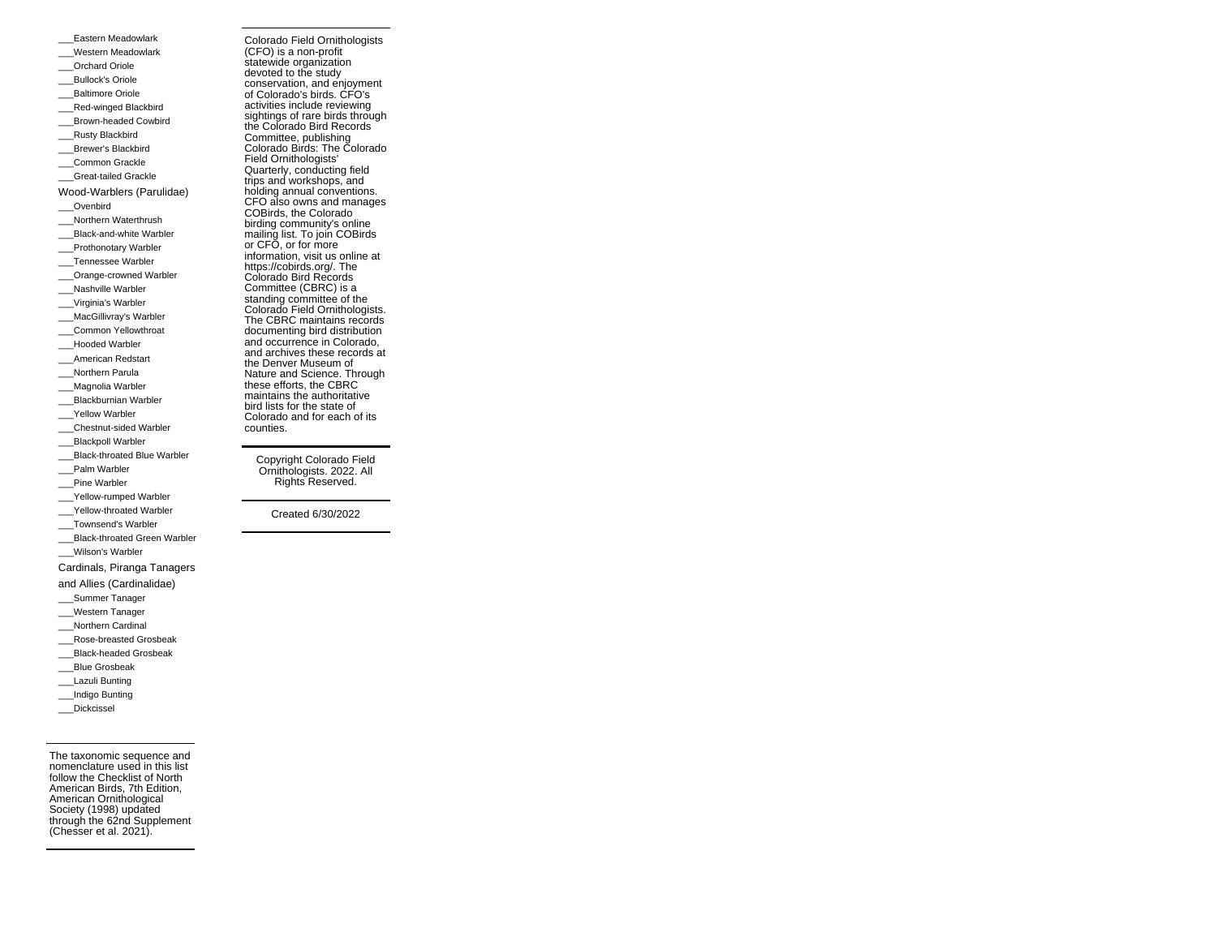___Eastern Meadowlark
___Western Meadowlark
___Orchard Oriole
___Bullock's Oriole
___Baltimore Oriole
___Red-winged Blackbird
___Brown-headed Cowbird
___Rusty Blackbird
___Brewer's Blackbird
___Common Grackle
___Great-tailed Grackle

Wood-Warblers (Parulidae)

___Ovenbird
___Northern Waterthrush
___Black-and-white Warbler
___Prothonotary Warbler
___Tennessee Warbler
___Orange-crowned Warbler
___Nashville Warbler
___Virginia's Warbler
___MacGillivray's Warbler
___Common Yellowthroat
___Hooded Warbler
___American Redstart
___Northern Parula
___Magnolia Warbler
___Blackburnian Warbler
___Yellow Warbler
___Chestnut-sided Warbler
___Blackpoll Warbler
___Black-throated Blue Warbler
___Palm Warbler
___Pine Warbler
___Yellow-rumped Warbler
___Yellow-throated Warbler
___Townsend's Warbler
___Black-throated Green Warbler
___Wilson's Warbler

Cardinals, Piranga Tanagers and Allies (Cardinalidae)

___Summer Tanager
___Western Tanager
___Northern Cardinal
___Rose-breasted Grosbeak
___Black-headed Grosbeak
___Blue Grosbeak
___Lazuli Bunting
___Indigo Bunting
___Dickcissel

---

The taxonomic sequence and nomenclature used in this list follow the Checklist of North American Birds, 7th Edition, American Ornithological Society (1998) updated through the 62nd Supplement (Chesser et al. 2021).

---

Colorado Field Ornithologists (CFO) is a non-profit statewide organization devoted to the study conservation, and enjoyment of Colorado's birds. CFO's activities include reviewing sightings of rare birds through the Colorado Bird Records Committee, publishing Colorado Birds: The Colorado Field Ornithologists' Quarterly, conducting field trips and workshops, and holding annual conventions. CFO also owns and manages COBirds, the Colorado birding community's online mailing list. To join COBirds or CFO, or for more information, visit us online at https://cobirds.org/. The Colorado Bird Records Committee (CBRC) is a standing committee of the Colorado Field Ornithologists. The CBRC maintains records documenting bird distribution and occurrence in Colorado, and archives these records at the Denver Museum of Nature and Science. Through these efforts, the CBRC maintains the authoritative bird lists for the state of Colorado and for each of its counties.

---

Copyright Colorado Field Ornithologists. 2022. All Rights Reserved.

---

Created 6/30/2022